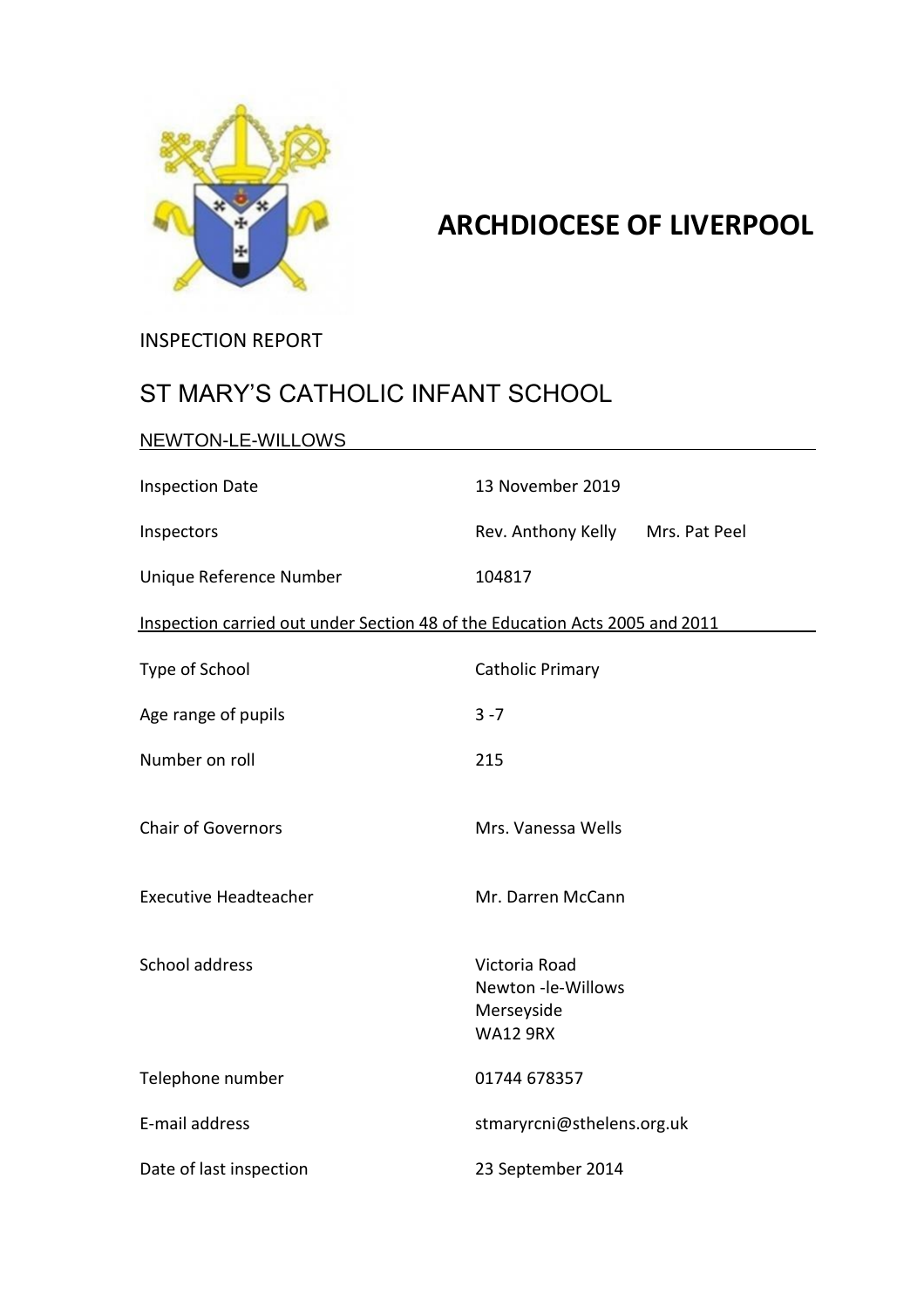# ARCHDIOCESE OF LIVERPOOL

INSPECTION REPORT

## ST MARY'S CATHOLIC INFANT SCHOOL

NEWTON-LE-WILLOWS

| | |
|---|---|
| Inspection Date | 13 November 2019 |
| Inspectors | Rev. Anthony Kelly    Mrs. Pat Peel |
| Unique Reference Number | 104817 |

Inspection carried out under Section 48 of the Education Acts 2005 and 2011

| | |
|---|---|
| Type of School | Catholic Primary |
| Age range of pupils | 3 -7 |
| Number on roll | 215 |
| Chair of Governors | Mrs. Vanessa Wells |
| Executive Headteacher | Mr. Darren McCann |
| School address | Victoria Road<br>Newton -le-Willows<br>Merseyside<br>WA12 9RX |
| Telephone number | 01744 678357 |
| E-mail address | stmaryrcni@sthelens.org.uk |
| Date of last inspection | 23 September 2014 |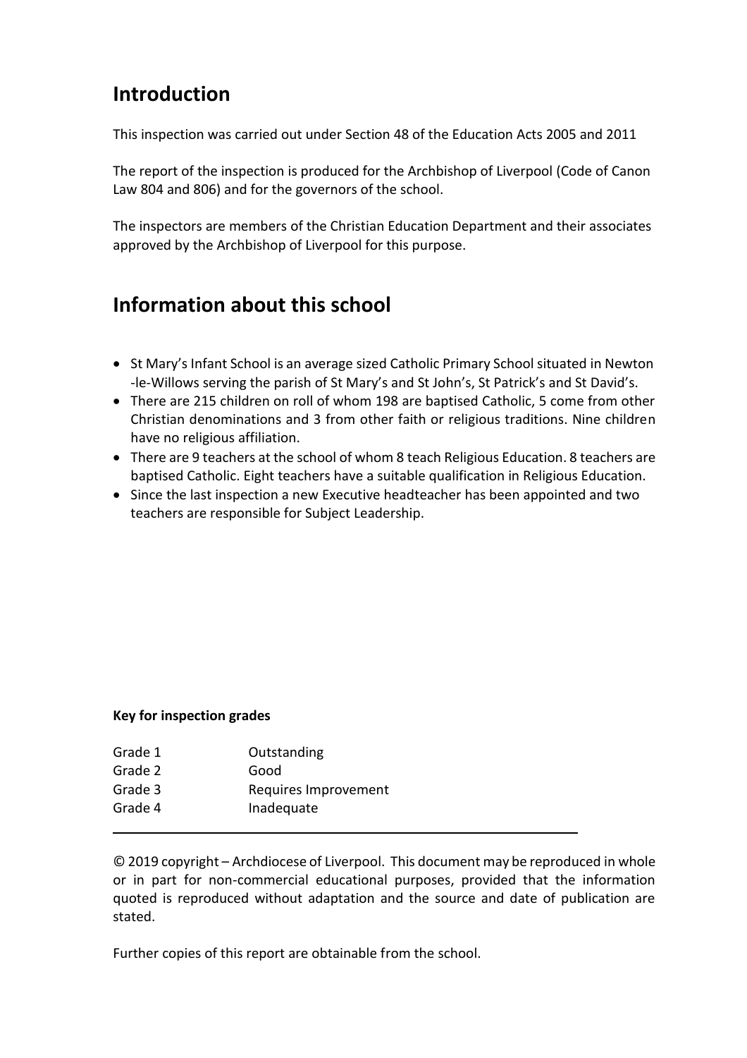## Introduction

This inspection was carried out under Section 48 of the Education Acts 2005 and 2011

The report of the inspection is produced for the Archbishop of Liverpool (Code of Canon Law 804 and 806) and for the governors of the school.

The inspectors are members of the Christian Education Department and their associates approved by the Archbishop of Liverpool for this purpose.

## Information about this school

- St Mary's Infant School is an average sized Catholic Primary School situated in Newton -le-Willows serving the parish of St Mary's and St John's, St Patrick's and St David's.
- There are 215 children on roll of whom 198 are baptised Catholic, 5 come from other Christian denominations and 3 from other faith or religious traditions. Nine children have no religious affiliation.
- There are 9 teachers at the school of whom 8 teach Religious Education. 8 teachers are baptised Catholic. Eight teachers have a suitable qualification in Religious Education.
- Since the last inspection a new Executive headteacher has been appointed and two teachers are responsible for Subject Leadership.

**Key for inspection grades**

| | |
|---|---|
| Grade 1 | Outstanding |
| Grade 2 | Good |
| Grade 3 | Requires Improvement |
| Grade 4 | Inadequate |

© 2019 copyright – Archdiocese of Liverpool. This document may be reproduced in whole or in part for non-commercial educational purposes, provided that the information quoted is reproduced without adaptation and the source and date of publication are stated.

Further copies of this report are obtainable from the school.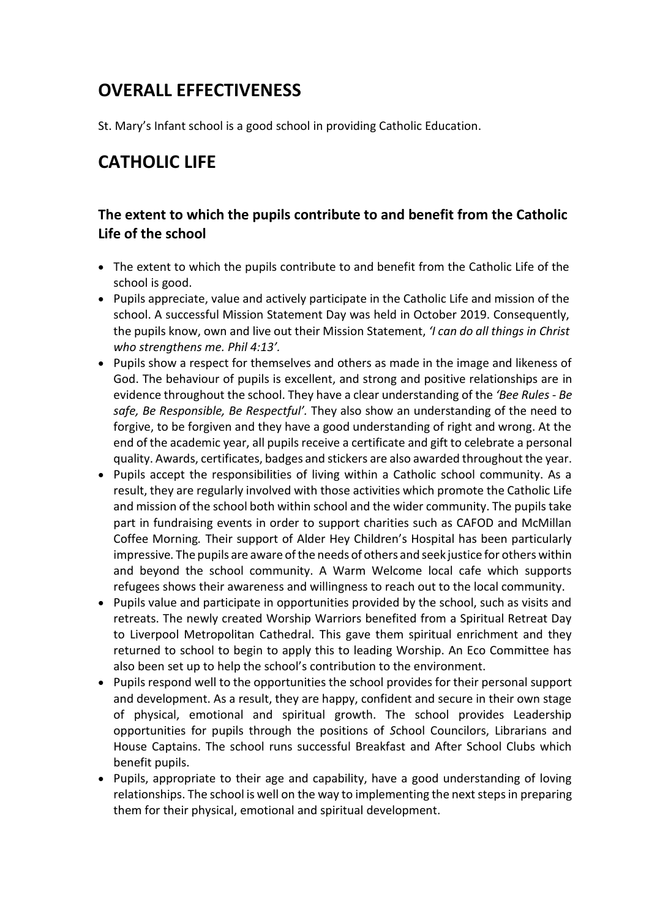# OVERALL EFFECTIVENESS

St. Mary's Infant school is a good school in providing Catholic Education.

# CATHOLIC LIFE

## The extent to which the pupils contribute to and benefit from the Catholic Life of the school

- The extent to which the pupils contribute to and benefit from the Catholic Life of the school is good.
- Pupils appreciate, value and actively participate in the Catholic Life and mission of the school. A successful Mission Statement Day was held in October 2019. Consequently, the pupils know, own and live out their Mission Statement, *'I can do all things in Christ who strengthens me. Phil 4:13'*.
- Pupils show a respect for themselves and others as made in the image and likeness of God. The behaviour of pupils is excellent, and strong and positive relationships are in evidence throughout the school. They have a clear understanding of the *'Bee Rules - Be safe, Be Responsible, Be Respectful'*. They also show an understanding of the need to forgive, to be forgiven and they have a good understanding of right and wrong. At the end of the academic year, all pupils receive a certificate and gift to celebrate a personal quality. Awards, certificates, badges and stickers are also awarded throughout the year.
- Pupils accept the responsibilities of living within a Catholic school community. As a result, they are regularly involved with those activities which promote the Catholic Life and mission of the school both within school and the wider community. The pupils take part in fundraising events in order to support charities such as CAFOD and McMillan Coffee Morning. Their support of Alder Hey Children's Hospital has been particularly impressive. The pupils are aware of the needs of others and seek justice for others within and beyond the school community. A Warm Welcome local cafe which supports refugees shows their awareness and willingness to reach out to the local community.
- Pupils value and participate in opportunities provided by the school, such as visits and retreats. The newly created Worship Warriors benefited from a Spiritual Retreat Day to Liverpool Metropolitan Cathedral. This gave them spiritual enrichment and they returned to school to begin to apply this to leading Worship. An Eco Committee has also been set up to help the school's contribution to the environment.
- Pupils respond well to the opportunities the school provides for their personal support and development. As a result, they are happy, confident and secure in their own stage of physical, emotional and spiritual growth. The school provides Leadership opportunities for pupils through the positions of *S*chool Councilors, Librarians and House Captains. The school runs successful Breakfast and After School Clubs which benefit pupils.
- Pupils, appropriate to their age and capability, have a good understanding of loving relationships. The school is well on the way to implementing the next steps in preparing them for their physical, emotional and spiritual development.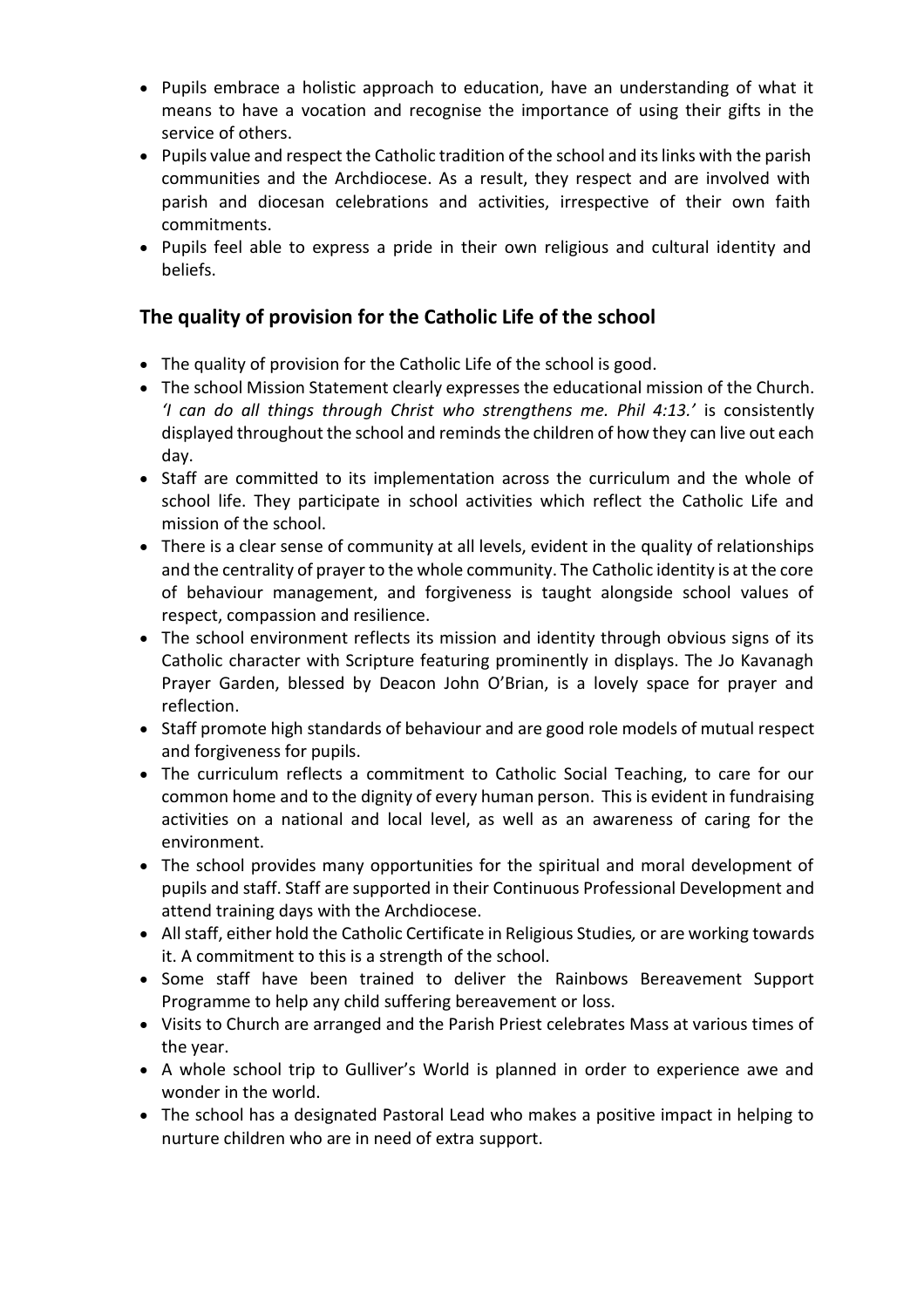- Pupils embrace a holistic approach to education, have an understanding of what it means to have a vocation and recognise the importance of using their gifts in the service of others.
- Pupils value and respect the Catholic tradition of the school and its links with the parish communities and the Archdiocese. As a result, they respect and are involved with parish and diocesan celebrations and activities, irrespective of their own faith commitments.
- Pupils feel able to express a pride in their own religious and cultural identity and beliefs.

## The quality of provision for the Catholic Life of the school

- The quality of provision for the Catholic Life of the school is good.
- The school Mission Statement clearly expresses the educational mission of the Church. *'I can do all things through Christ who strengthens me. Phil 4:13.'* is consistently displayed throughout the school and reminds the children of how they can live out each day.
- Staff are committed to its implementation across the curriculum and the whole of school life. They participate in school activities which reflect the Catholic Life and mission of the school.
- There is a clear sense of community at all levels, evident in the quality of relationships and the centrality of prayer to the whole community. The Catholic identity is at the core of behaviour management, and forgiveness is taught alongside school values of respect, compassion and resilience.
- The school environment reflects its mission and identity through obvious signs of its Catholic character with Scripture featuring prominently in displays. The Jo Kavanagh Prayer Garden, blessed by Deacon John O'Brian, is a lovely space for prayer and reflection.
- Staff promote high standards of behaviour and are good role models of mutual respect and forgiveness for pupils.
- The curriculum reflects a commitment to Catholic Social Teaching, to care for our common home and to the dignity of every human person. This is evident in fundraising activities on a national and local level, as well as an awareness of caring for the environment.
- The school provides many opportunities for the spiritual and moral development of pupils and staff. Staff are supported in their Continuous Professional Development and attend training days with the Archdiocese.
- All staff, either hold the Catholic Certificate in Religious Studies*,* or are working towards it. A commitment to this is a strength of the school.
- Some staff have been trained to deliver the Rainbows Bereavement Support Programme to help any child suffering bereavement or loss.
- Visits to Church are arranged and the Parish Priest celebrates Mass at various times of the year.
- A whole school trip to Gulliver's World is planned in order to experience awe and wonder in the world.
- The school has a designated Pastoral Lead who makes a positive impact in helping to nurture children who are in need of extra support.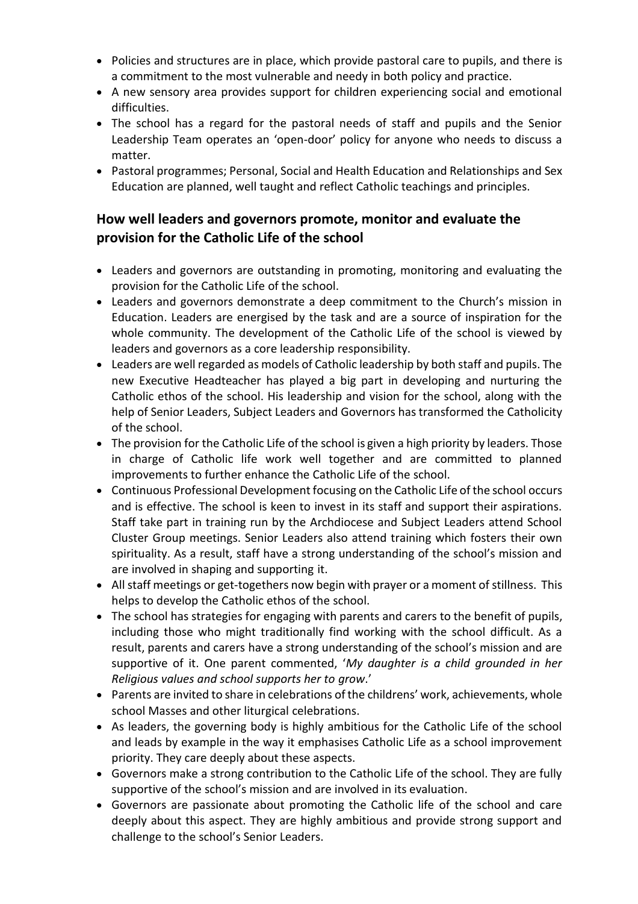- Policies and structures are in place, which provide pastoral care to pupils, and there is a commitment to the most vulnerable and needy in both policy and practice.
- A new sensory area provides support for children experiencing social and emotional difficulties.
- The school has a regard for the pastoral needs of staff and pupils and the Senior Leadership Team operates an 'open-door' policy for anyone who needs to discuss a matter.
- Pastoral programmes; Personal, Social and Health Education and Relationships and Sex Education are planned, well taught and reflect Catholic teachings and principles.

## How well leaders and governors promote, monitor and evaluate the provision for the Catholic Life of the school

- Leaders and governors are outstanding in promoting, monitoring and evaluating the provision for the Catholic Life of the school.
- Leaders and governors demonstrate a deep commitment to the Church's mission in Education. Leaders are energised by the task and are a source of inspiration for the whole community. The development of the Catholic Life of the school is viewed by leaders and governors as a core leadership responsibility.
- Leaders are well regarded as models of Catholic leadership by both staff and pupils. The new Executive Headteacher has played a big part in developing and nurturing the Catholic ethos of the school. His leadership and vision for the school, along with the help of Senior Leaders, Subject Leaders and Governors has transformed the Catholicity of the school.
- The provision for the Catholic Life of the school is given a high priority by leaders. Those in charge of Catholic life work well together and are committed to planned improvements to further enhance the Catholic Life of the school.
- Continuous Professional Development focusing on the Catholic Life of the school occurs and is effective. The school is keen to invest in its staff and support their aspirations. Staff take part in training run by the Archdiocese and Subject Leaders attend School Cluster Group meetings. Senior Leaders also attend training which fosters their own spirituality. As a result, staff have a strong understanding of the school's mission and are involved in shaping and supporting it.
- All staff meetings or get-togethers now begin with prayer or a moment of stillness. This helps to develop the Catholic ethos of the school.
- The school has strategies for engaging with parents and carers to the benefit of pupils, including those who might traditionally find working with the school difficult. As a result, parents and carers have a strong understanding of the school's mission and are supportive of it. One parent commented, '*My daughter is a child grounded in her Religious values and school supports her to grow*.'
- Parents are invited to share in celebrations of the childrens' work, achievements, whole school Masses and other liturgical celebrations.
- As leaders, the governing body is highly ambitious for the Catholic Life of the school and leads by example in the way it emphasises Catholic Life as a school improvement priority. They care deeply about these aspects.
- Governors make a strong contribution to the Catholic Life of the school. They are fully supportive of the school's mission and are involved in its evaluation.
- Governors are passionate about promoting the Catholic life of the school and care deeply about this aspect. They are highly ambitious and provide strong support and challenge to the school's Senior Leaders.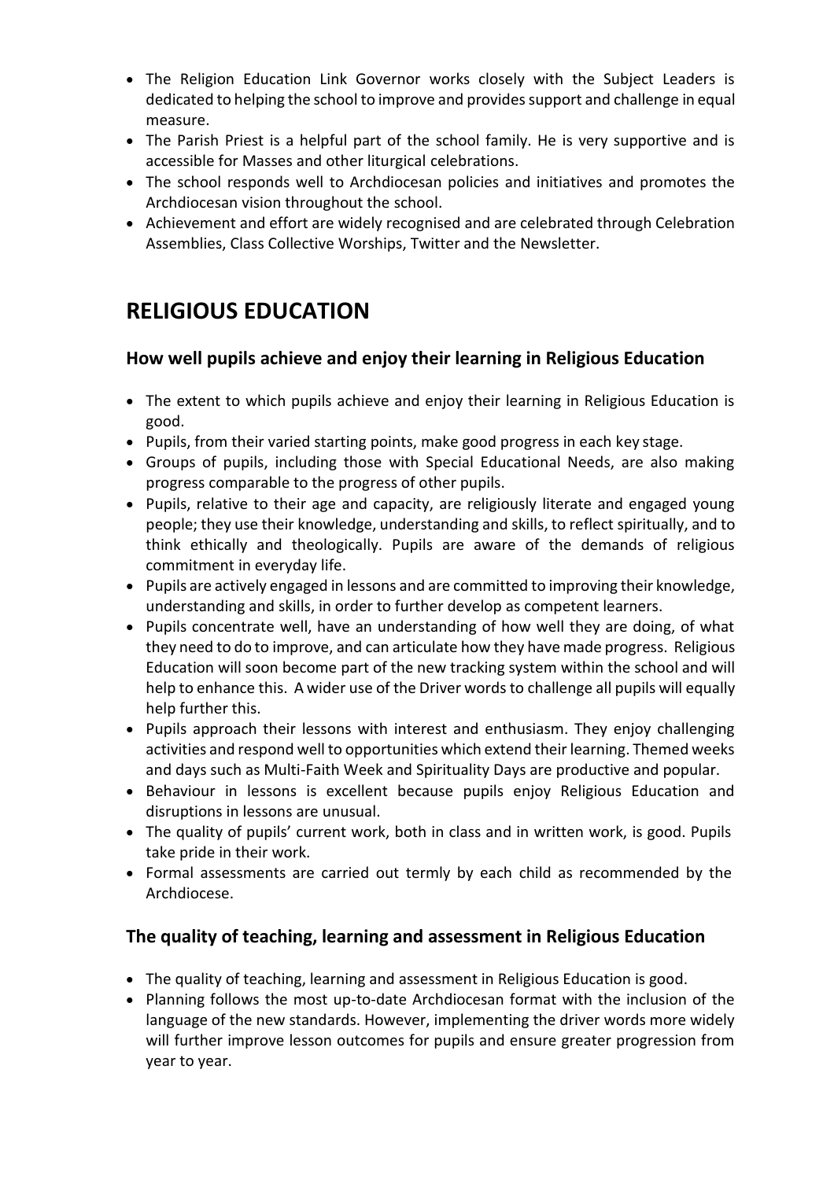- The Religion Education Link Governor works closely with the Subject Leaders is dedicated to helping the school to improve and provides support and challenge in equal measure.
- The Parish Priest is a helpful part of the school family. He is very supportive and is accessible for Masses and other liturgical celebrations.
- The school responds well to Archdiocesan policies and initiatives and promotes the Archdiocesan vision throughout the school.
- Achievement and effort are widely recognised and are celebrated through Celebration Assemblies, Class Collective Worships, Twitter and the Newsletter.

# RELIGIOUS EDUCATION

## How well pupils achieve and enjoy their learning in Religious Education

- The extent to which pupils achieve and enjoy their learning in Religious Education is good.
- Pupils, from their varied starting points, make good progress in each key stage.
- Groups of pupils, including those with Special Educational Needs, are also making progress comparable to the progress of other pupils.
- Pupils, relative to their age and capacity, are religiously literate and engaged young people; they use their knowledge, understanding and skills, to reflect spiritually, and to think ethically and theologically. Pupils are aware of the demands of religious commitment in everyday life.
- Pupils are actively engaged in lessons and are committed to improving their knowledge, understanding and skills, in order to further develop as competent learners.
- Pupils concentrate well, have an understanding of how well they are doing, of what they need to do to improve, and can articulate how they have made progress. Religious Education will soon become part of the new tracking system within the school and will help to enhance this. A wider use of the Driver words to challenge all pupils will equally help further this.
- Pupils approach their lessons with interest and enthusiasm. They enjoy challenging activities and respond well to opportunities which extend their learning. Themed weeks and days such as Multi-Faith Week and Spirituality Days are productive and popular.
- Behaviour in lessons is excellent because pupils enjoy Religious Education and disruptions in lessons are unusual.
- The quality of pupils' current work, both in class and in written work, is good. Pupils take pride in their work.
- Formal assessments are carried out termly by each child as recommended by the Archdiocese.

## The quality of teaching, learning and assessment in Religious Education

- The quality of teaching, learning and assessment in Religious Education is good.
- Planning follows the most up-to-date Archdiocesan format with the inclusion of the language of the new standards. However, implementing the driver words more widely will further improve lesson outcomes for pupils and ensure greater progression from year to year.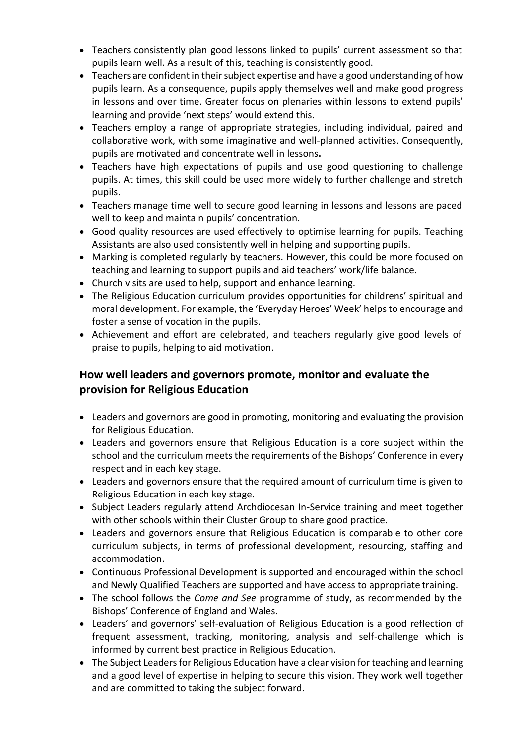- Teachers consistently plan good lessons linked to pupils' current assessment so that pupils learn well. As a result of this, teaching is consistently good.
- Teachers are confident in their subject expertise and have a good understanding of how pupils learn. As a consequence, pupils apply themselves well and make good progress in lessons and over time. Greater focus on plenaries within lessons to extend pupils' learning and provide 'next steps' would extend this.
- Teachers employ a range of appropriate strategies, including individual, paired and collaborative work, with some imaginative and well-planned activities. Consequently, pupils are motivated and concentrate well in lessons**.**
- Teachers have high expectations of pupils and use good questioning to challenge pupils. At times, this skill could be used more widely to further challenge and stretch pupils.
- Teachers manage time well to secure good learning in lessons and lessons are paced well to keep and maintain pupils' concentration.
- Good quality resources are used effectively to optimise learning for pupils. Teaching Assistants are also used consistently well in helping and supporting pupils.
- Marking is completed regularly by teachers. However, this could be more focused on teaching and learning to support pupils and aid teachers' work/life balance.
- Church visits are used to help, support and enhance learning.
- The Religious Education curriculum provides opportunities for childrens' spiritual and moral development. For example, the 'Everyday Heroes' Week' helps to encourage and foster a sense of vocation in the pupils.
- Achievement and effort are celebrated, and teachers regularly give good levels of praise to pupils, helping to aid motivation.

## How well leaders and governors promote, monitor and evaluate the provision for Religious Education

- Leaders and governors are good in promoting, monitoring and evaluating the provision for Religious Education.
- Leaders and governors ensure that Religious Education is a core subject within the school and the curriculum meets the requirements of the Bishops' Conference in every respect and in each key stage.
- Leaders and governors ensure that the required amount of curriculum time is given to Religious Education in each key stage.
- Subject Leaders regularly attend Archdiocesan In-Service training and meet together with other schools within their Cluster Group to share good practice.
- Leaders and governors ensure that Religious Education is comparable to other core curriculum subjects, in terms of professional development, resourcing, staffing and accommodation.
- Continuous Professional Development is supported and encouraged within the school and Newly Qualified Teachers are supported and have access to appropriate training.
- The school follows the *Come and See* programme of study, as recommended by the Bishops' Conference of England and Wales.
- Leaders' and governors' self-evaluation of Religious Education is a good reflection of frequent assessment, tracking, monitoring, analysis and self-challenge which is informed by current best practice in Religious Education.
- The Subject Leaders for Religious Education have a clear vision for teaching and learning and a good level of expertise in helping to secure this vision. They work well together and are committed to taking the subject forward.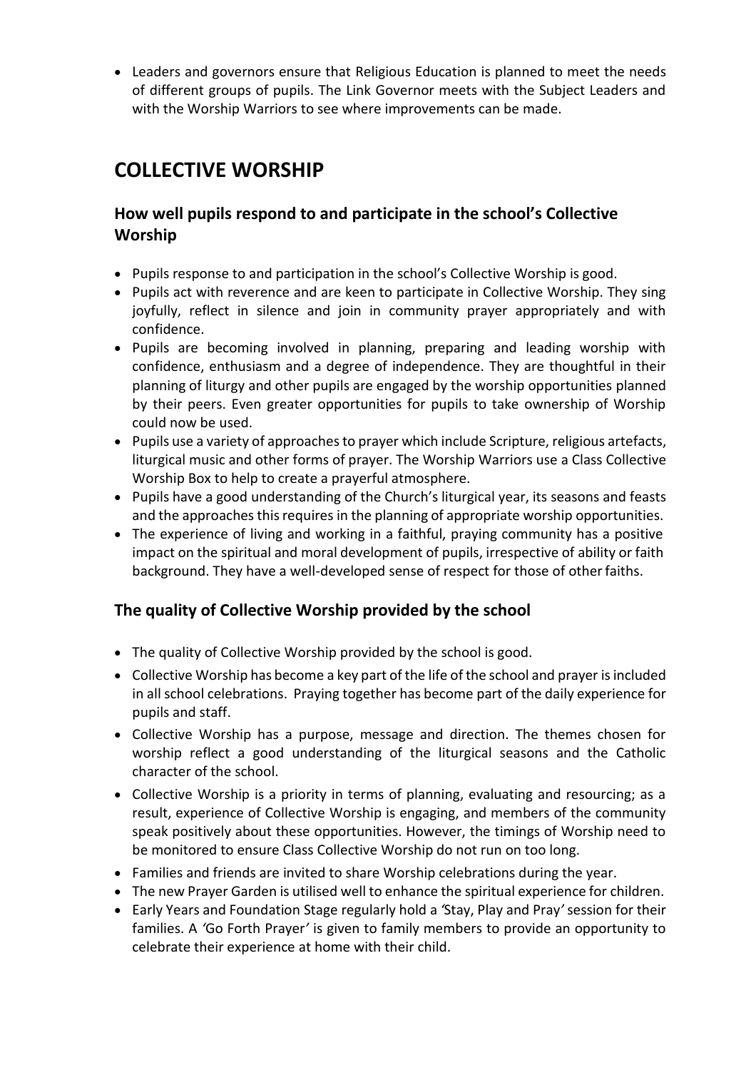- Leaders and governors ensure that Religious Education is planned to meet the needs of different groups of pupils. The Link Governor meets with the Subject Leaders and with the Worship Warriors to see where improvements can be made.

# COLLECTIVE WORSHIP

## How well pupils respond to and participate in the school's Collective Worship

- Pupils response to and participation in the school's Collective Worship is good.
- Pupils act with reverence and are keen to participate in Collective Worship. They sing joyfully, reflect in silence and join in community prayer appropriately and with confidence.
- Pupils are becoming involved in planning, preparing and leading worship with confidence, enthusiasm and a degree of independence. They are thoughtful in their planning of liturgy and other pupils are engaged by the worship opportunities planned by their peers. Even greater opportunities for pupils to take ownership of Worship could now be used.
- Pupils use a variety of approaches to prayer which include Scripture, religious artefacts, liturgical music and other forms of prayer. The Worship Warriors use a Class Collective Worship Box to help to create a prayerful atmosphere.
- Pupils have a good understanding of the Church's liturgical year, its seasons and feasts and the approaches this requires in the planning of appropriate worship opportunities.
- The experience of living and working in a faithful, praying community has a positive impact on the spiritual and moral development of pupils, irrespective of ability or faith background. They have a well-developed sense of respect for those of other faiths.

## The quality of Collective Worship provided by the school

- The quality of Collective Worship provided by the school is good.
- Collective Worship has become a key part of the life of the school and prayer is included in all school celebrations. Praying together has become part of the daily experience for pupils and staff.
- Collective Worship has a purpose, message and direction. The themes chosen for worship reflect a good understanding of the liturgical seasons and the Catholic character of the school.
- Collective Worship is a priority in terms of planning, evaluating and resourcing; as a result, experience of Collective Worship is engaging, and members of the community speak positively about these opportunities. However, the timings of Worship need to be monitored to ensure Class Collective Worship do not run on too long.
- Families and friends are invited to share Worship celebrations during the year.
- The new Prayer Garden is utilised well to enhance the spiritual experience for children.
- Early Years and Foundation Stage regularly hold a *'Stay, Play and Pray'* session for their families. A *'Go Forth Prayer'* is given to family members to provide an opportunity to celebrate their experience at home with their child.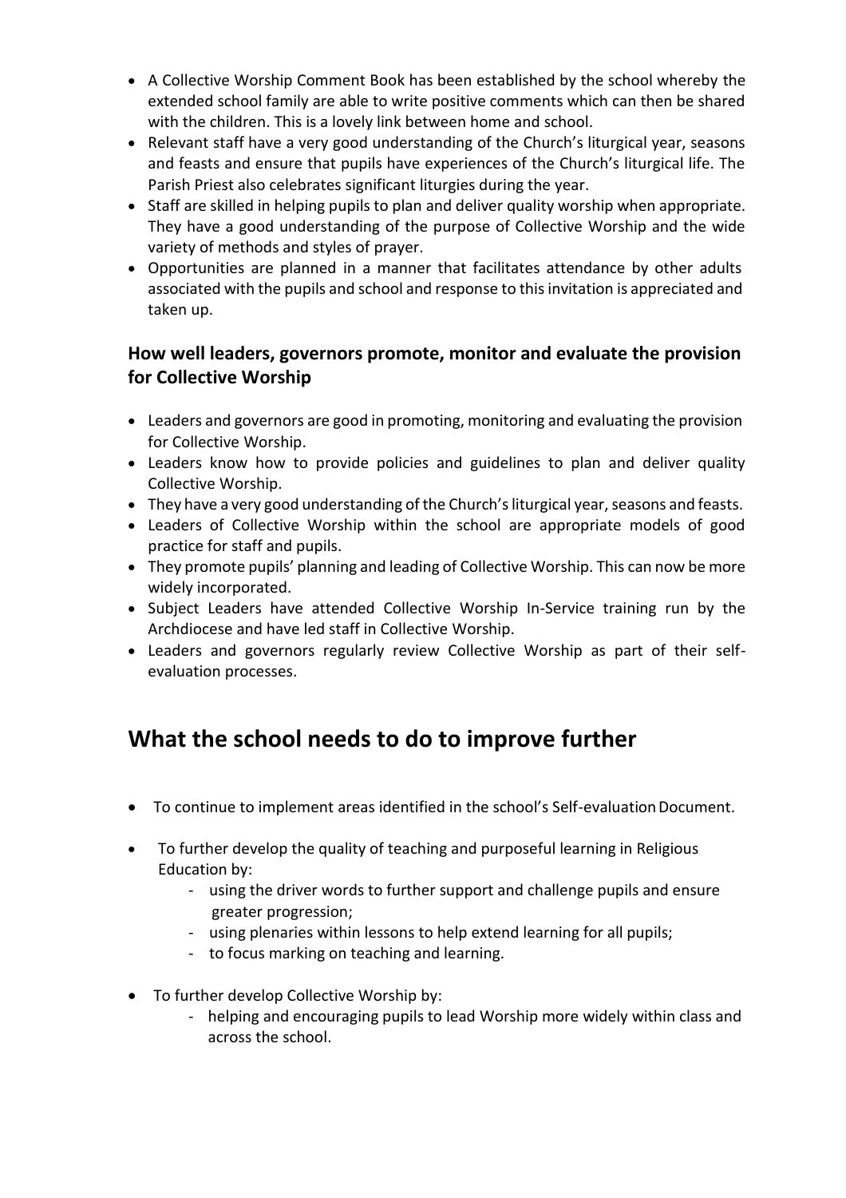- A Collective Worship Comment Book has been established by the school whereby the extended school family are able to write positive comments which can then be shared with the children. This is a lovely link between home and school.
- Relevant staff have a very good understanding of the Church's liturgical year, seasons and feasts and ensure that pupils have experiences of the Church's liturgical life. The Parish Priest also celebrates significant liturgies during the year.
- Staff are skilled in helping pupils to plan and deliver quality worship when appropriate. They have a good understanding of the purpose of Collective Worship and the wide variety of methods and styles of prayer.
- Opportunities are planned in a manner that facilitates attendance by other adults associated with the pupils and school and response to this invitation is appreciated and taken up.

### How well leaders, governors promote, monitor and evaluate the provision for Collective Worship

- Leaders and governors are good in promoting, monitoring and evaluating the provision for Collective Worship.
- Leaders know how to provide policies and guidelines to plan and deliver quality Collective Worship.
- They have a very good understanding of the Church's liturgical year, seasons and feasts.
- Leaders of Collective Worship within the school are appropriate models of good practice for staff and pupils.
- They promote pupils' planning and leading of Collective Worship. This can now be more widely incorporated.
- Subject Leaders have attended Collective Worship In-Service training run by the Archdiocese and have led staff in Collective Worship.
- Leaders and governors regularly review Collective Worship as part of their self-evaluation processes.

## What the school needs to do to improve further

- To continue to implement areas identified in the school's Self-evaluation Document.
- To further develop the quality of teaching and purposeful learning in Religious Education by:
  - using the driver words to further support and challenge pupils and ensure greater progression;
  - using plenaries within lessons to help extend learning for all pupils;
  - to focus marking on teaching and learning.
- To further develop Collective Worship by:
  - helping and encouraging pupils to lead Worship more widely within class and across the school.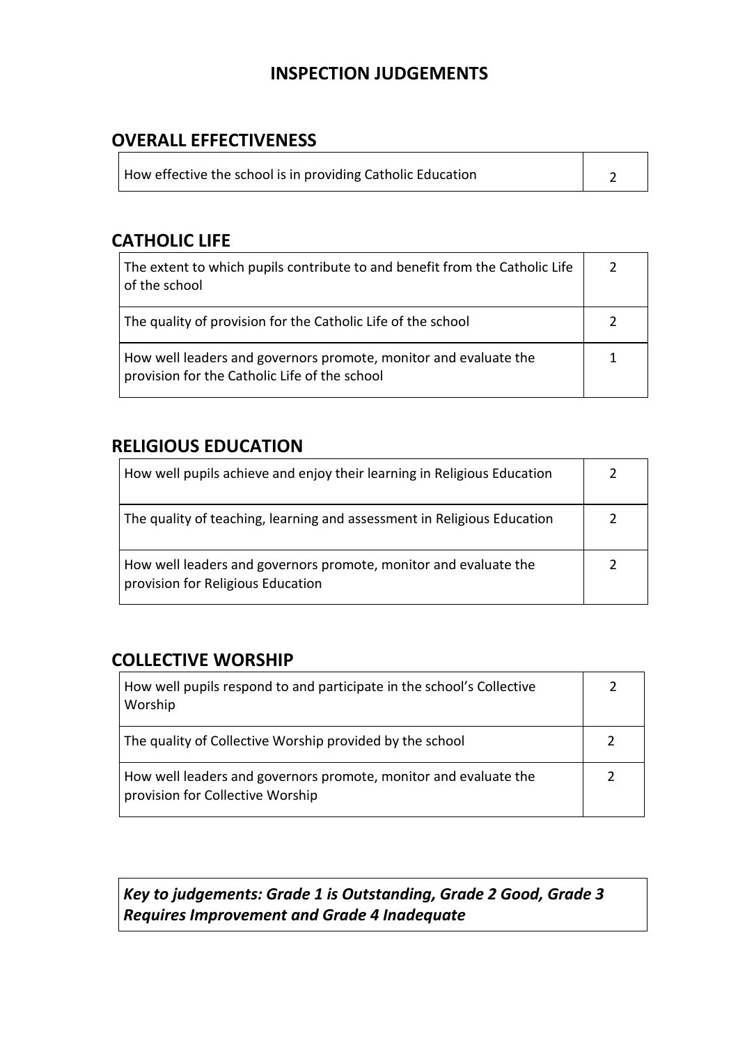# INSPECTION JUDGEMENTS

## OVERALL EFFECTIVENESS

| | |
|---|---|
| How effective the school is in providing Catholic Education | 2 |

## CATHOLIC LIFE

| | |
|---|---|
| The extent to which pupils contribute to and benefit from the Catholic Life of the school | 2 |
| The quality of provision for the Catholic Life of the school | 2 |
| How well leaders and governors promote, monitor and evaluate the provision for the Catholic Life of the school | 1 |

## RELIGIOUS EDUCATION

| | |
|---|---|
| How well pupils achieve and enjoy their learning in Religious Education | 2 |
| The quality of teaching, learning and assessment in Religious Education | 2 |
| How well leaders and governors promote, monitor and evaluate the provision for Religious Education | 2 |

## COLLECTIVE WORSHIP

| | |
|---|---|
| How well pupils respond to and participate in the school's Collective Worship | 2 |
| The quality of Collective Worship provided by the school | 2 |
| How well leaders and governors promote, monitor and evaluate the provision for Collective Worship | 2 |

***Key to judgements: Grade 1 is Outstanding, Grade 2 Good, Grade 3 Requires Improvement and Grade 4 Inadequate***